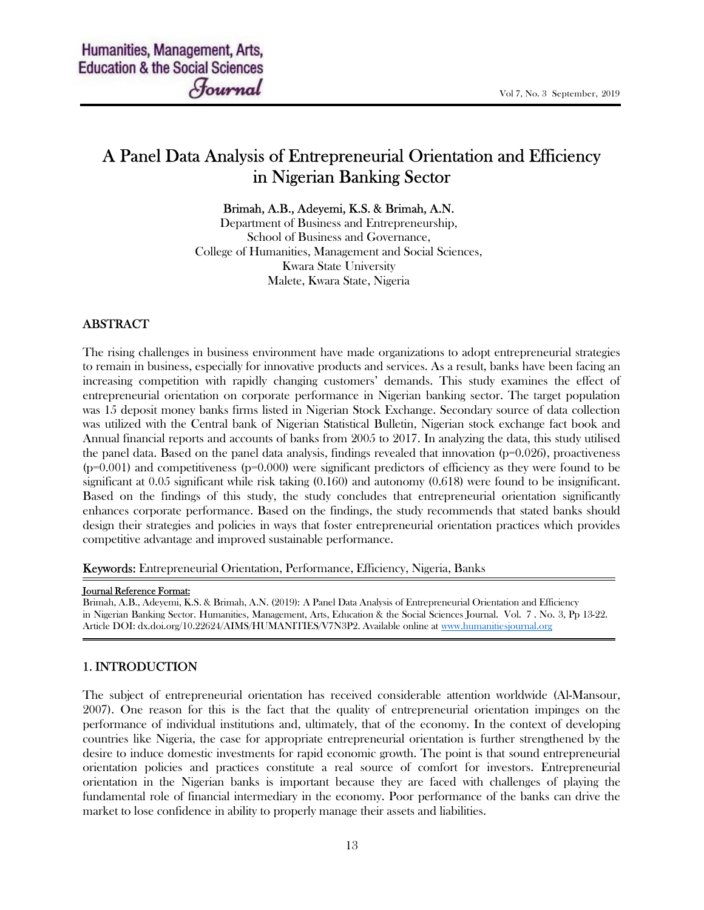# A Panel Data Analysis of Entrepreneurial Orientation and Efficiency in Nigerian Banking Sector

**Brimah, A.B., Adeyemi, K.S. & Brimah, A.N.**

Department of Business and Entrepreneurship,
School of Business and Governance,
College of Humanities, Management and Social Sciences,
Kwara State University
Malete, Kwara State, Nigeria

## ABSTRACT

The rising challenges in business environment have made organizations to adopt entrepreneurial strategies to remain in business, especially for innovative products and services. As a result, banks have been facing an increasing competition with rapidly changing customers' demands. This study examines the effect of entrepreneurial orientation on corporate performance in Nigerian banking sector. The target population was 15 deposit money banks firms listed in Nigerian Stock Exchange. Secondary source of data collection was utilized with the Central bank of Nigerian Statistical Bulletin, Nigerian stock exchange fact book and Annual financial reports and accounts of banks from 2005 to 2017. In analyzing the data, this study utilised the panel data. Based on the panel data analysis, findings revealed that innovation (p=0.026), proactiveness (p=0.001) and competitiveness (p=0.000) were significant predictors of efficiency as they were found to be significant at 0.05 significant while risk taking (0.160) and autonomy (0.618) were found to be insignificant. Based on the findings of this study, the study concludes that entrepreneurial orientation significantly enhances corporate performance. Based on the findings, the study recommends that stated banks should design their strategies and policies in ways that foster entrepreneurial orientation practices which provides competitive advantage and improved sustainable performance.

**Keywords:** Entrepreneurial Orientation, Performance, Efficiency, Nigeria, Banks

**Journal Reference Format:**
Brimah, A.B., Adeyemi, K.S. & Brimah, A.N. (2019): A Panel Data Analysis of Entrepreneurial Orientation and Efficiency in Nigerian Banking Sector. Humanities, Management, Arts, Education & the Social Sciences Journal. Vol. 7 . No. 3, Pp 13-22. Article DOI: dx.doi.org/10.22624/AIMS/HUMANITIES/V7N3P2. Available online at www.humanitiesjournal.org

## 1. INTRODUCTION

The subject of entrepreneurial orientation has received considerable attention worldwide (Al-Mansour, 2007). One reason for this is the fact that the quality of entrepreneurial orientation impinges on the performance of individual institutions and, ultimately, that of the economy. In the context of developing countries like Nigeria, the case for appropriate entrepreneurial orientation is further strengthened by the desire to induce domestic investments for rapid economic growth. The point is that sound entrepreneurial orientation policies and practices constitute a real source of comfort for investors. Entrepreneurial orientation in the Nigerian banks is important because they are faced with challenges of playing the fundamental role of financial intermediary in the economy. Poor performance of the banks can drive the market to lose confidence in ability to properly manage their assets and liabilities.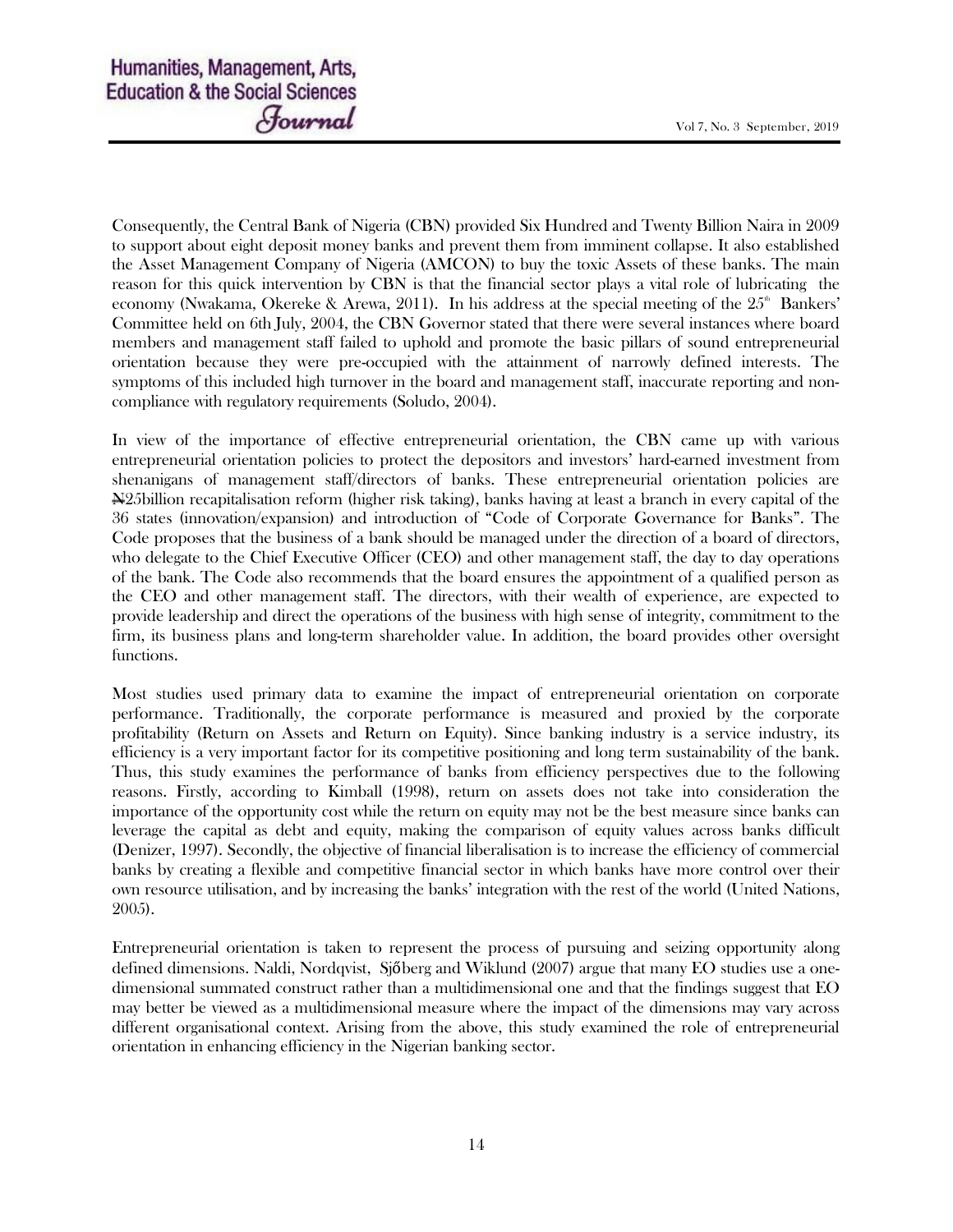Consequently, the Central Bank of Nigeria (CBN) provided Six Hundred and Twenty Billion Naira in 2009 to support about eight deposit money banks and prevent them from imminent collapse. It also established the Asset Management Company of Nigeria (AMCON) to buy the toxic Assets of these banks. The main reason for this quick intervention by CBN is that the financial sector plays a vital role of lubricating the economy (Nwakama, Okereke & Arewa, 2011). In his address at the special meeting of the 25th Bankers' Committee held on 6th July, 2004, the CBN Governor stated that there were several instances where board members and management staff failed to uphold and promote the basic pillars of sound entrepreneurial orientation because they were pre-occupied with the attainment of narrowly defined interests. The symptoms of this included high turnover in the board and management staff, inaccurate reporting and non-compliance with regulatory requirements (Soludo, 2004).

In view of the importance of effective entrepreneurial orientation, the CBN came up with various entrepreneurial orientation policies to protect the depositors and investors' hard-earned investment from shenanigans of management staff/directors of banks. These entrepreneurial orientation policies are ₦25billion recapitalisation reform (higher risk taking), banks having at least a branch in every capital of the 36 states (innovation/expansion) and introduction of "Code of Corporate Governance for Banks". The Code proposes that the business of a bank should be managed under the direction of a board of directors, who delegate to the Chief Executive Officer (CEO) and other management staff, the day to day operations of the bank. The Code also recommends that the board ensures the appointment of a qualified person as the CEO and other management staff. The directors, with their wealth of experience, are expected to provide leadership and direct the operations of the business with high sense of integrity, commitment to the firm, its business plans and long-term shareholder value. In addition, the board provides other oversight functions.

Most studies used primary data to examine the impact of entrepreneurial orientation on corporate performance. Traditionally, the corporate performance is measured and proxied by the corporate profitability (Return on Assets and Return on Equity). Since banking industry is a service industry, its efficiency is a very important factor for its competitive positioning and long term sustainability of the bank. Thus, this study examines the performance of banks from efficiency perspectives due to the following reasons. Firstly, according to Kimball (1998), return on assets does not take into consideration the importance of the opportunity cost while the return on equity may not be the best measure since banks can leverage the capital as debt and equity, making the comparison of equity values across banks difficult (Denizer, 1997). Secondly, the objective of financial liberalisation is to increase the efficiency of commercial banks by creating a flexible and competitive financial sector in which banks have more control over their own resource utilisation, and by increasing the banks' integration with the rest of the world (United Nations, 2005).

Entrepreneurial orientation is taken to represent the process of pursuing and seizing opportunity along defined dimensions. Naldi, Nordqvist, Sjőberg and Wiklund (2007) argue that many EO studies use a one-dimensional summated construct rather than a multidimensional one and that the findings suggest that EO may better be viewed as a multidimensional measure where the impact of the dimensions may vary across different organisational context. Arising from the above, this study examined the role of entrepreneurial orientation in enhancing efficiency in the Nigerian banking sector.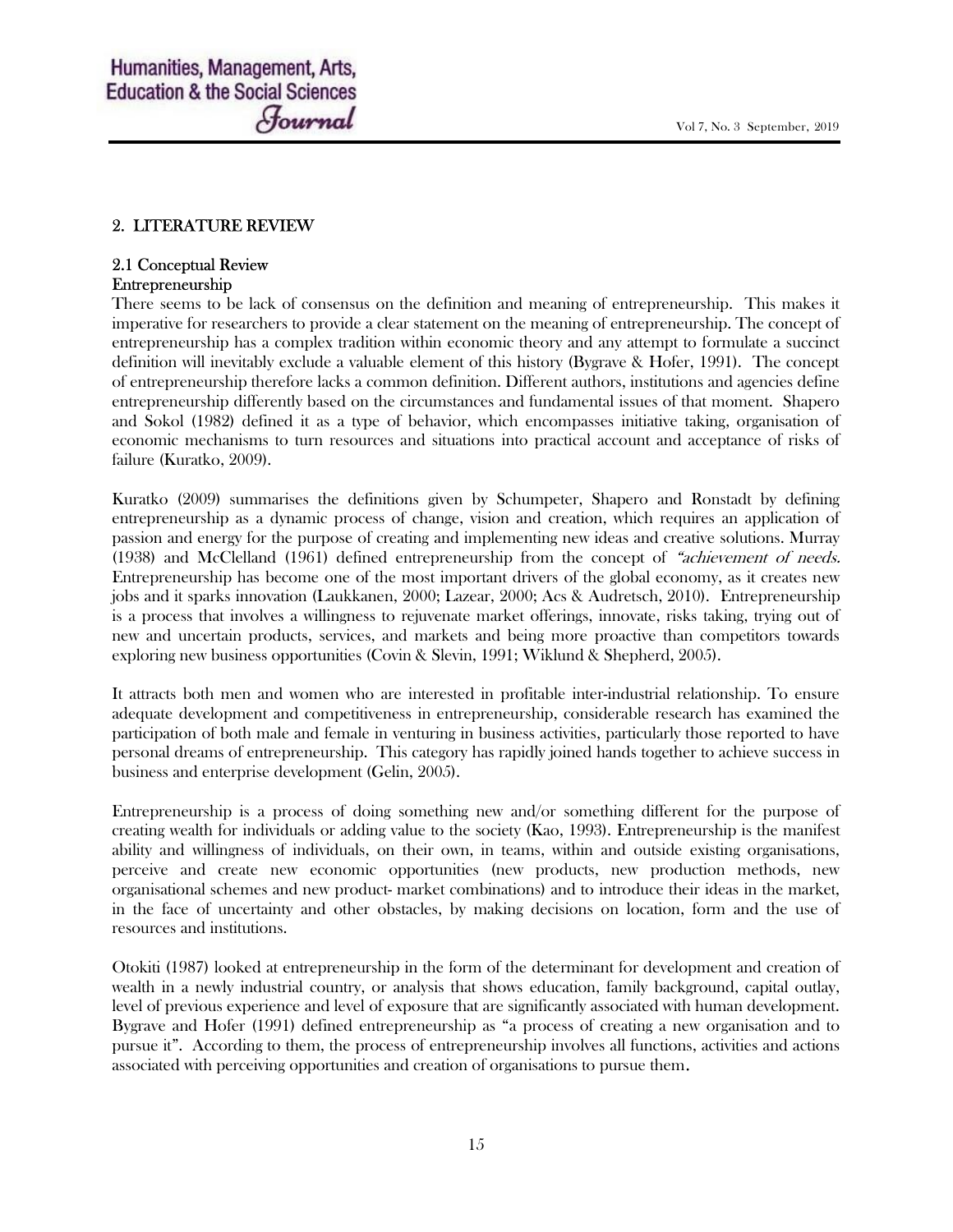## 2. LITERATURE REVIEW

### 2.1 Conceptual Review

#### Entrepreneurship

There seems to be lack of consensus on the definition and meaning of entrepreneurship. This makes it imperative for researchers to provide a clear statement on the meaning of entrepreneurship. The concept of entrepreneurship has a complex tradition within economic theory and any attempt to formulate a succinct definition will inevitably exclude a valuable element of this history (Bygrave & Hofer, 1991). The concept of entrepreneurship therefore lacks a common definition. Different authors, institutions and agencies define entrepreneurship differently based on the circumstances and fundamental issues of that moment. Shapero and Sokol (1982) defined it as a type of behavior, which encompasses initiative taking, organisation of economic mechanisms to turn resources and situations into practical account and acceptance of risks of failure (Kuratko, 2009).

Kuratko (2009) summarises the definitions given by Schumpeter, Shapero and Ronstadt by defining entrepreneurship as a dynamic process of change, vision and creation, which requires an application of passion and energy for the purpose of creating and implementing new ideas and creative solutions. Murray (1938) and McClelland (1961) defined entrepreneurship from the concept of *"achievement of needs.* Entrepreneurship has become one of the most important drivers of the global economy, as it creates new jobs and it sparks innovation (Laukkanen, 2000; Lazear, 2000; Acs & Audretsch, 2010). Entrepreneurship is a process that involves a willingness to rejuvenate market offerings, innovate, risks taking, trying out of new and uncertain products, services, and markets and being more proactive than competitors towards exploring new business opportunities (Covin & Slevin, 1991; Wiklund & Shepherd, 2005).

It attracts both men and women who are interested in profitable inter-industrial relationship. To ensure adequate development and competitiveness in entrepreneurship, considerable research has examined the participation of both male and female in venturing in business activities, particularly those reported to have personal dreams of entrepreneurship. This category has rapidly joined hands together to achieve success in business and enterprise development (Gelin, 2005).

Entrepreneurship is a process of doing something new and/or something different for the purpose of creating wealth for individuals or adding value to the society (Kao, 1993). Entrepreneurship is the manifest ability and willingness of individuals, on their own, in teams, within and outside existing organisations, perceive and create new economic opportunities (new products, new production methods, new organisational schemes and new product- market combinations) and to introduce their ideas in the market, in the face of uncertainty and other obstacles, by making decisions on location, form and the use of resources and institutions.

Otokiti (1987) looked at entrepreneurship in the form of the determinant for development and creation of wealth in a newly industrial country, or analysis that shows education, family background, capital outlay, level of previous experience and level of exposure that are significantly associated with human development. Bygrave and Hofer (1991) defined entrepreneurship as "a process of creating a new organisation and to pursue it". According to them, the process of entrepreneurship involves all functions, activities and actions associated with perceiving opportunities and creation of organisations to pursue them.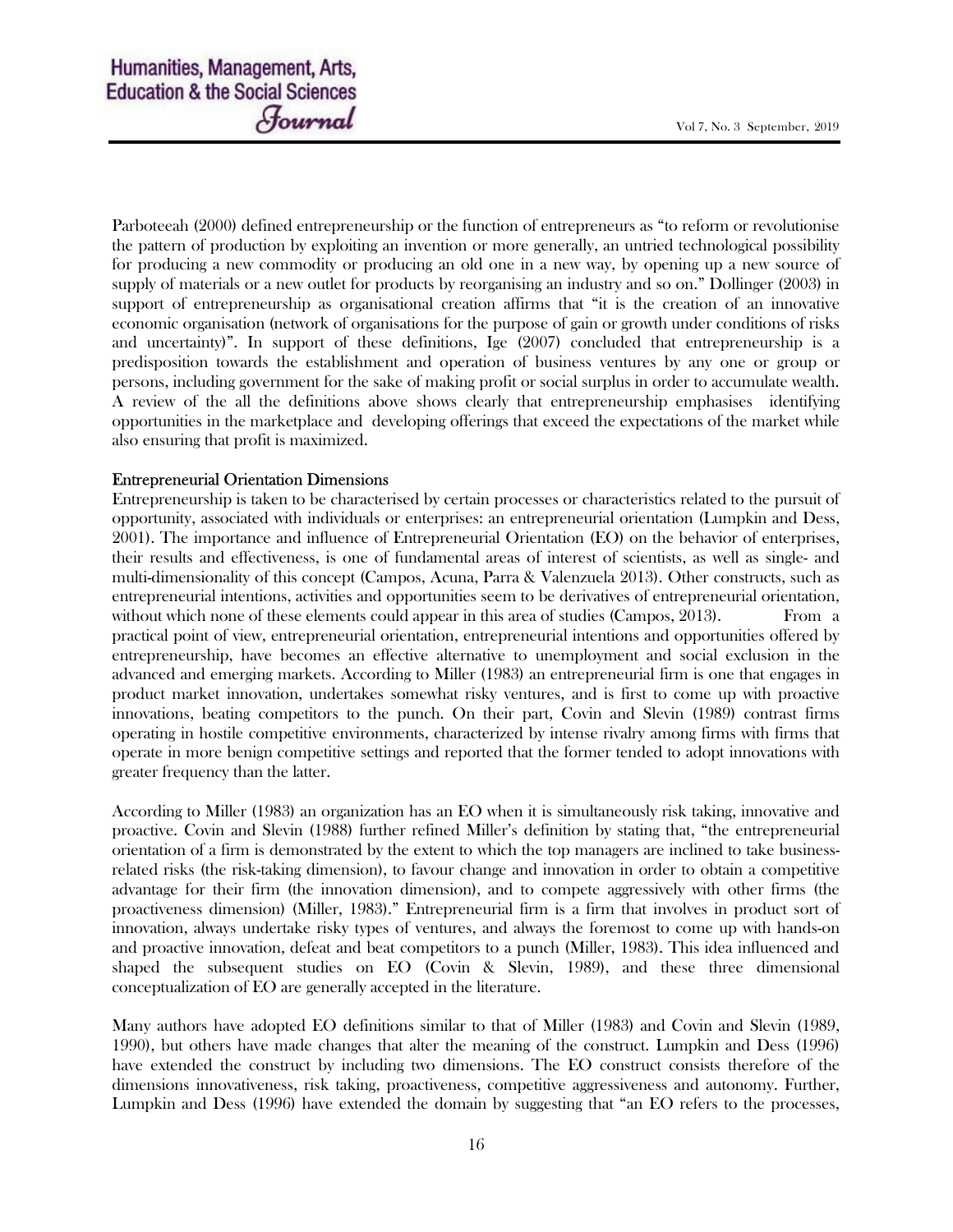Parboteeah (2000) defined entrepreneurship or the function of entrepreneurs as "to reform or revolutionise the pattern of production by exploiting an invention or more generally, an untried technological possibility for producing a new commodity or producing an old one in a new way, by opening up a new source of supply of materials or a new outlet for products by reorganising an industry and so on." Dollinger (2003) in support of entrepreneurship as organisational creation affirms that "it is the creation of an innovative economic organisation (network of organisations for the purpose of gain or growth under conditions of risks and uncertainty)". In support of these definitions, Ige (2007) concluded that entrepreneurship is a predisposition towards the establishment and operation of business ventures by any one or group or persons, including government for the sake of making profit or social surplus in order to accumulate wealth. A review of the all the definitions above shows clearly that entrepreneurship emphasises identifying opportunities in the marketplace and developing offerings that exceed the expectations of the market while also ensuring that profit is maximized.

## Entrepreneurial Orientation Dimensions

Entrepreneurship is taken to be characterised by certain processes or characteristics related to the pursuit of opportunity, associated with individuals or enterprises: an entrepreneurial orientation (Lumpkin and Dess, 2001). The importance and influence of Entrepreneurial Orientation (EO) on the behavior of enterprises, their results and effectiveness, is one of fundamental areas of interest of scientists, as well as single- and multi-dimensionality of this concept (Campos, Acuna, Parra & Valenzuela 2013). Other constructs, such as entrepreneurial intentions, activities and opportunities seem to be derivatives of entrepreneurial orientation, without which none of these elements could appear in this area of studies (Campos, 2013). From a practical point of view, entrepreneurial orientation, entrepreneurial intentions and opportunities offered by entrepreneurship, have becomes an effective alternative to unemployment and social exclusion in the advanced and emerging markets. According to Miller (1983) an entrepreneurial firm is one that engages in product market innovation, undertakes somewhat risky ventures, and is first to come up with proactive innovations, beating competitors to the punch. On their part, Covin and Slevin (1989) contrast firms operating in hostile competitive environments, characterized by intense rivalry among firms with firms that operate in more benign competitive settings and reported that the former tended to adopt innovations with greater frequency than the latter.

According to Miller (1983) an organization has an EO when it is simultaneously risk taking, innovative and proactive. Covin and Slevin (1988) further refined Miller's definition by stating that, "the entrepreneurial orientation of a firm is demonstrated by the extent to which the top managers are inclined to take business-related risks (the risk-taking dimension), to favour change and innovation in order to obtain a competitive advantage for their firm (the innovation dimension), and to compete aggressively with other firms (the proactiveness dimension) (Miller, 1983)." Entrepreneurial firm is a firm that involves in product sort of innovation, always undertake risky types of ventures, and always the foremost to come up with hands-on and proactive innovation, defeat and beat competitors to a punch (Miller, 1983). This idea influenced and shaped the subsequent studies on EO (Covin & Slevin, 1989), and these three dimensional conceptualization of EO are generally accepted in the literature.

Many authors have adopted EO definitions similar to that of Miller (1983) and Covin and Slevin (1989, 1990), but others have made changes that alter the meaning of the construct. Lumpkin and Dess (1996) have extended the construct by including two dimensions. The EO construct consists therefore of the dimensions innovativeness, risk taking, proactiveness, competitive aggressiveness and autonomy. Further, Lumpkin and Dess (1996) have extended the domain by suggesting that "an EO refers to the processes,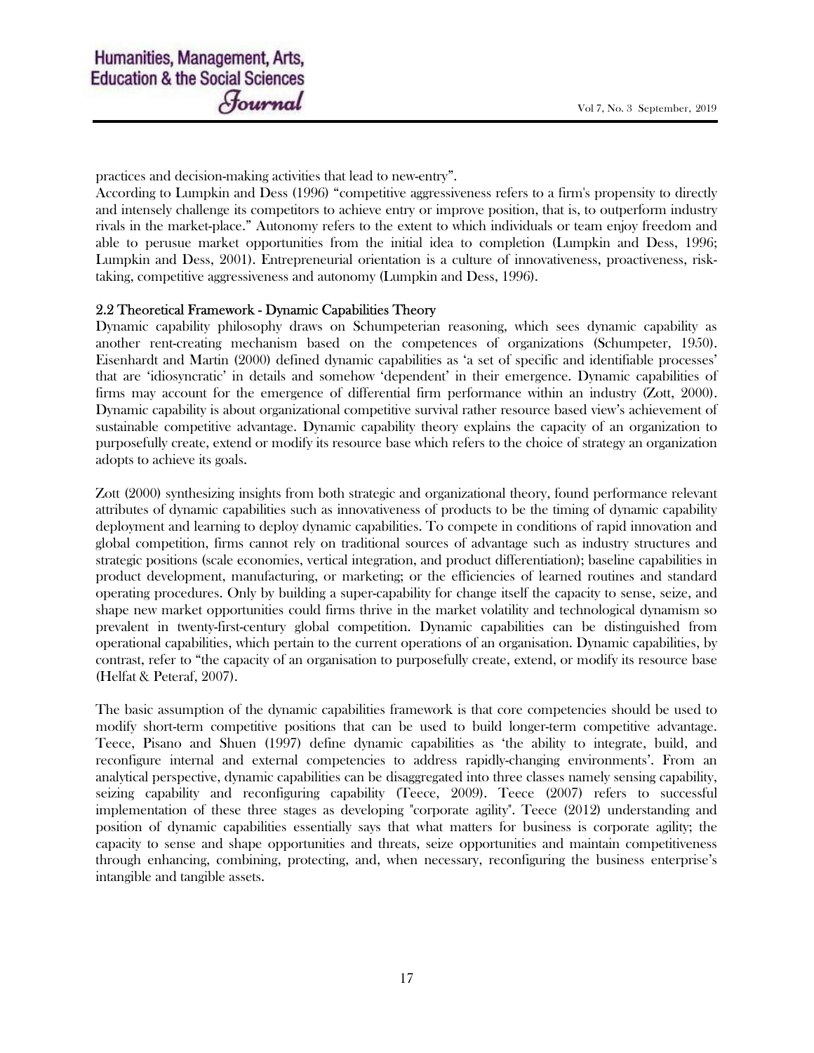practices and decision-making activities that lead to new-entry".

According to Lumpkin and Dess (1996) "competitive aggressiveness refers to a firm's propensity to directly and intensely challenge its competitors to achieve entry or improve position, that is, to outperform industry rivals in the market-place." Autonomy refers to the extent to which individuals or team enjoy freedom and able to peruse market opportunities from the initial idea to completion (Lumpkin and Dess, 1996; Lumpkin and Dess, 2001). Entrepreneurial orientation is a culture of innovativeness, proactiveness, risk-taking, competitive aggressiveness and autonomy (Lumpkin and Dess, 1996).

## 2.2 Theoretical Framework - Dynamic Capabilities Theory

Dynamic capability philosophy draws on Schumpeterian reasoning, which sees dynamic capability as another rent-creating mechanism based on the competences of organizations (Schumpeter, 1950). Eisenhardt and Martin (2000) defined dynamic capabilities as 'a set of specific and identifiable processes' that are 'idiosyncratic' in details and somehow 'dependent' in their emergence. Dynamic capabilities of firms may account for the emergence of differential firm performance within an industry (Zott, 2000). Dynamic capability is about organizational competitive survival rather resource based view's achievement of sustainable competitive advantage. Dynamic capability theory explains the capacity of an organization to purposefully create, extend or modify its resource base which refers to the choice of strategy an organization adopts to achieve its goals.

Zott (2000) synthesizing insights from both strategic and organizational theory, found performance relevant attributes of dynamic capabilities such as innovativeness of products to be the timing of dynamic capability deployment and learning to deploy dynamic capabilities. To compete in conditions of rapid innovation and global competition, firms cannot rely on traditional sources of advantage such as industry structures and strategic positions (scale economies, vertical integration, and product differentiation); baseline capabilities in product development, manufacturing, or marketing; or the efficiencies of learned routines and standard operating procedures. Only by building a super-capability for change itself the capacity to sense, seize, and shape new market opportunities could firms thrive in the market volatility and technological dynamism so prevalent in twenty-first-century global competition. Dynamic capabilities can be distinguished from operational capabilities, which pertain to the current operations of an organisation. Dynamic capabilities, by contrast, refer to "the capacity of an organisation to purposefully create, extend, or modify its resource base (Helfat & Peteraf, 2007).

The basic assumption of the dynamic capabilities framework is that core competencies should be used to modify short-term competitive positions that can be used to build longer-term competitive advantage. Teece, Pisano and Shuen (1997) define dynamic capabilities as 'the ability to integrate, build, and reconfigure internal and external competencies to address rapidly-changing environments'. From an analytical perspective, dynamic capabilities can be disaggregated into three classes namely sensing capability, seizing capability and reconfiguring capability (Teece, 2009). Teece (2007) refers to successful implementation of these three stages as developing "corporate agility". Teece (2012) understanding and position of dynamic capabilities essentially says that what matters for business is corporate agility; the capacity to sense and shape opportunities and threats, seize opportunities and maintain competitiveness through enhancing, combining, protecting, and, when necessary, reconfiguring the business enterprise's intangible and tangible assets.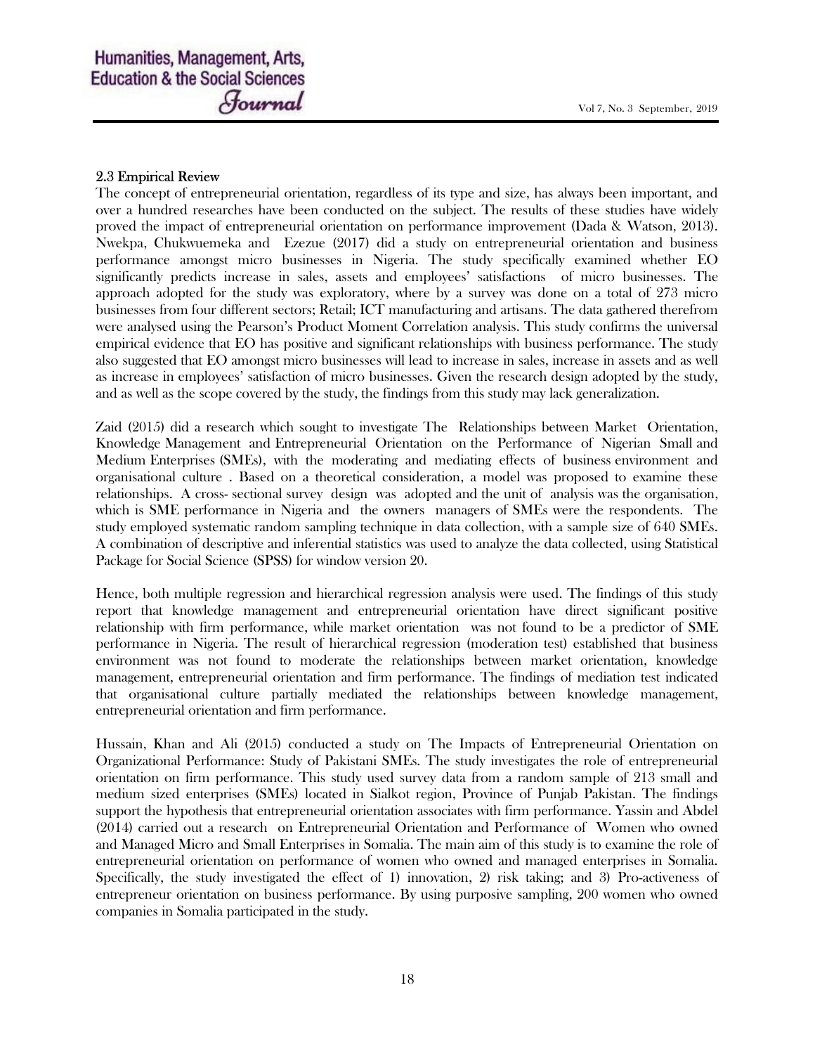### 2.3 Empirical Review

The concept of entrepreneurial orientation, regardless of its type and size, has always been important, and over a hundred researches have been conducted on the subject. The results of these studies have widely proved the impact of entrepreneurial orientation on performance improvement (Dada & Watson, 2013). Nwekpa, Chukwuemeka and Ezezue (2017) did a study on entrepreneurial orientation and business performance amongst micro businesses in Nigeria. The study specifically examined whether EO significantly predicts increase in sales, assets and employees' satisfactions of micro businesses. The approach adopted for the study was exploratory, where by a survey was done on a total of 273 micro businesses from four different sectors; Retail; ICT manufacturing and artisans. The data gathered therefrom were analysed using the Pearson's Product Moment Correlation analysis. This study confirms the universal empirical evidence that EO has positive and significant relationships with business performance. The study also suggested that EO amongst micro businesses will lead to increase in sales, increase in assets and as well as increase in employees' satisfaction of micro businesses. Given the research design adopted by the study, and as well as the scope covered by the study, the findings from this study may lack generalization.

Zaid (2015) did a research which sought to investigate The Relationships between Market Orientation, Knowledge Management and Entrepreneurial Orientation on the Performance of Nigerian Small and Medium Enterprises (SMEs), with the moderating and mediating effects of business environment and organisational culture . Based on a theoretical consideration, a model was proposed to examine these relationships. A cross- sectional survey design was adopted and the unit of analysis was the organisation, which is SME performance in Nigeria and the owners managers of SMEs were the respondents. The study employed systematic random sampling technique in data collection, with a sample size of 640 SMEs. A combination of descriptive and inferential statistics was used to analyze the data collected, using Statistical Package for Social Science (SPSS) for window version 20.

Hence, both multiple regression and hierarchical regression analysis were used. The findings of this study report that knowledge management and entrepreneurial orientation have direct significant positive relationship with firm performance, while market orientation was not found to be a predictor of SME performance in Nigeria. The result of hierarchical regression (moderation test) established that business environment was not found to moderate the relationships between market orientation, knowledge management, entrepreneurial orientation and firm performance. The findings of mediation test indicated that organisational culture partially mediated the relationships between knowledge management, entrepreneurial orientation and firm performance.

Hussain, Khan and Ali (2015) conducted a study on The Impacts of Entrepreneurial Orientation on Organizational Performance: Study of Pakistani SMEs. The study investigates the role of entrepreneurial orientation on firm performance. This study used survey data from a random sample of 213 small and medium sized enterprises (SMEs) located in Sialkot region, Province of Punjab Pakistan. The findings support the hypothesis that entrepreneurial orientation associates with firm performance. Yassin and Abdel (2014) carried out a research on Entrepreneurial Orientation and Performance of Women who owned and Managed Micro and Small Enterprises in Somalia. The main aim of this study is to examine the role of entrepreneurial orientation on performance of women who owned and managed enterprises in Somalia. Specifically, the study investigated the effect of 1) innovation, 2) risk taking; and 3) Pro-activeness of entrepreneur orientation on business performance. By using purposive sampling, 200 women who owned companies in Somalia participated in the study.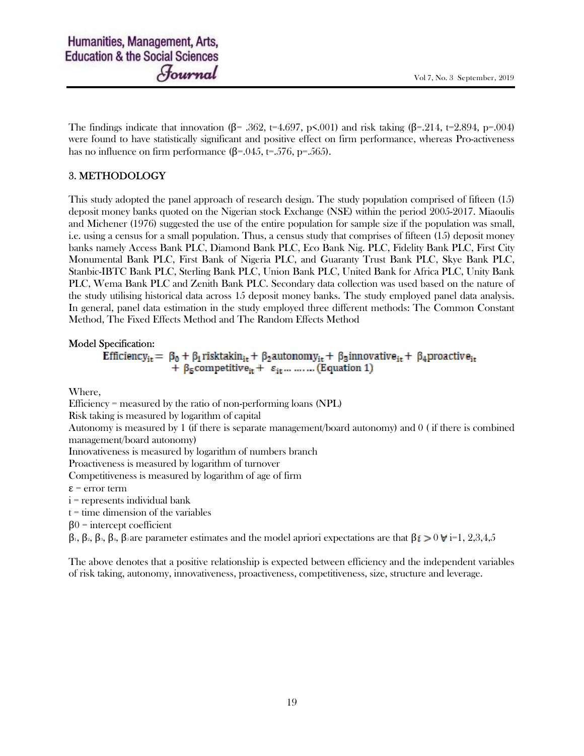The findings indicate that innovation ($\beta$= .362, t=4.697, p<.001) and risk taking ($\beta$=.214, t=2.894, p=.004) were found to have statistically significant and positive effect on firm performance, whereas Pro-activeness has no influence on firm performance ($\beta$=.045, t=.576, p=.565).

## 3. METHODOLOGY

This study adopted the panel approach of research design. The study population comprised of fifteen (15) deposit money banks quoted on the Nigerian stock Exchange (NSE) within the period 2005-2017. Miaoulis and Michener (1976) suggested the use of the entire population for sample size if the population was small, i.e. using a census for a small population. Thus, a census study that comprises of fifteen (15) deposit money banks namely Access Bank PLC, Diamond Bank PLC, Eco Bank Nig. PLC, Fidelity Bank PLC, First City Monumental Bank PLC, First Bank of Nigeria PLC, and Guaranty Trust Bank PLC, Skye Bank PLC, Stanbic-IBTC Bank PLC, Sterling Bank PLC, Union Bank PLC, United Bank for Africa PLC, Unity Bank PLC, Wema Bank PLC and Zenith Bank PLC. Secondary data collection was used based on the nature of the study utilising historical data across 15 deposit money banks. The study employed panel data analysis. In general, panel data estimation in the study employed three different methods: The Common Constant Method, The Fixed Effects Method and The Random Effects Method

**Model Specification:**

$$\textbf{Efficiency}_{it} = \beta_0 + \beta_1 \textbf{risktakin}_{it} + \beta_2 \textbf{autonomy}_{it} + \beta_3 \textbf{innovative}_{it} + \beta_4 \textbf{proactive}_{it} + \beta_5 \textbf{competitive}_{it} + \varepsilon_{it} \ldots \ldots \ldots \text{(Equation 1)}$$

Where,

Efficiency = measured by the ratio of non-performing loans (NPL)

Risk taking is measured by logarithm of capital

Autonomy is measured by 1 (if there is separate management/board autonomy) and 0 ( if there is combined management/board autonomy)

Innovativeness is measured by logarithm of numbers branch

Proactiveness is measured by logarithm of turnover

Competitiveness is measured by logarithm of age of firm

$\varepsilon$ = error term

i = represents individual bank

t = time dimension of the variables

$\beta 0$ = intercept coefficient

$\beta_1$, $\beta_2$, $\beta_3$, $\beta_4$, $\beta_5$ are parameter estimates and the model apriori expectations are that $\beta i > 0 \; \forall$ i=1, 2,3,4,5

The above denotes that a positive relationship is expected between efficiency and the independent variables of risk taking, autonomy, innovativeness, proactiveness, competitiveness, size, structure and leverage.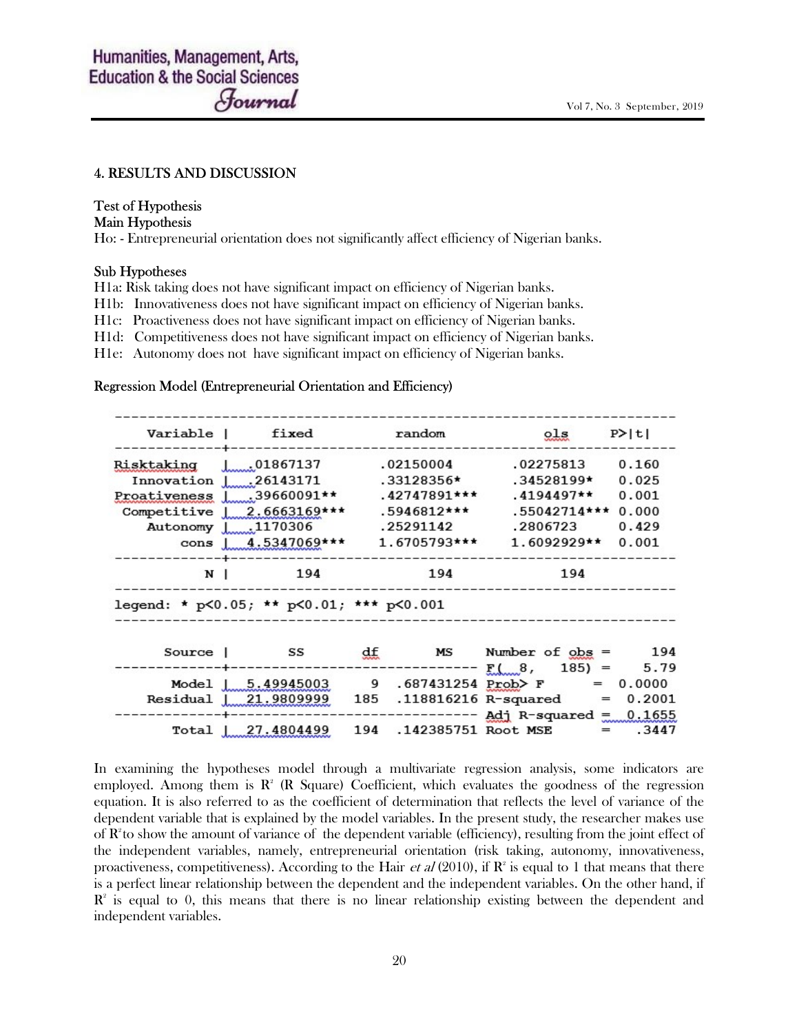## 4. RESULTS AND DISCUSSION

Test of Hypothesis

Main Hypothesis

Ho: - Entrepreneurial orientation does not significantly affect efficiency of Nigerian banks.

Sub Hypotheses

H1a: Risk taking does not have significant impact on efficiency of Nigerian banks.

H1b: Innovativeness does not have significant impact on efficiency of Nigerian banks.

H1c: Proactiveness does not have significant impact on efficiency of Nigerian banks.

H1d: Competitiveness does not have significant impact on efficiency of Nigerian banks.

H1e: Autonomy does not have significant impact on efficiency of Nigerian banks.

Regression Model (Entrepreneurial Orientation and Efficiency)

| Variable | fixed | random | ols | P>\|t\| |
|---|---|---|---|---|
| Risktaking | .01867137 | .02150004 | .02275813 | 0.160 |
| Innovation | .26143171 | .33128356* | .34528199* | 0.025 |
| Proactiveness | .39660091** | .42747891*** | .4194497** | 0.001 |
| Competitive | 2.6663169*** | .5946812*** | .55042714*** | 0.000 |
| Autonomy | .1170306 | .25291142 | .2806723 | 0.429 |
| cons | 4.5347069*** | 1.6705793*** | 1.6092929** | 0.001 |
| N | 194 | 194 | 194 | |

legend: * p<0.05; ** p<0.01; *** p<0.001

| Source | SS | df | MS | | |
|---|---|---|---|---|---|
| | | | | Number of obs = | 194 |
| | | | | F( 8, 185) = | 5.79 |
| Model | 5.49945003 | 9 | .687431254 | Prob> F = | 0.0000 |
| Residual | 21.9809999 | 185 | .118816216 | R-squared = | 0.2001 |
| | | | | Adj R-squared = | 0.1655 |
| Total | 27.4804499 | 194 | .142385751 | Root MSE = | .3447 |

In examining the hypotheses model through a multivariate regression analysis, some indicators are employed. Among them is $R^2$ (R Square) Coefficient, which evaluates the goodness of the regression equation. It is also referred to as the coefficient of determination that reflects the level of variance of the dependent variable that is explained by the model variables. In the present study, the researcher makes use of $R^2$ to show the amount of variance of the dependent variable (efficiency), resulting from the joint effect of the independent variables, namely, entrepreneurial orientation (risk taking, autonomy, innovativeness, proactiveness, competitiveness). According to the Hair *et al* (2010), if $R^2$ is equal to 1 that means that there is a perfect linear relationship between the dependent and the independent variables. On the other hand, if $R^2$ is equal to 0, this means that there is no linear relationship existing between the dependent and independent variables.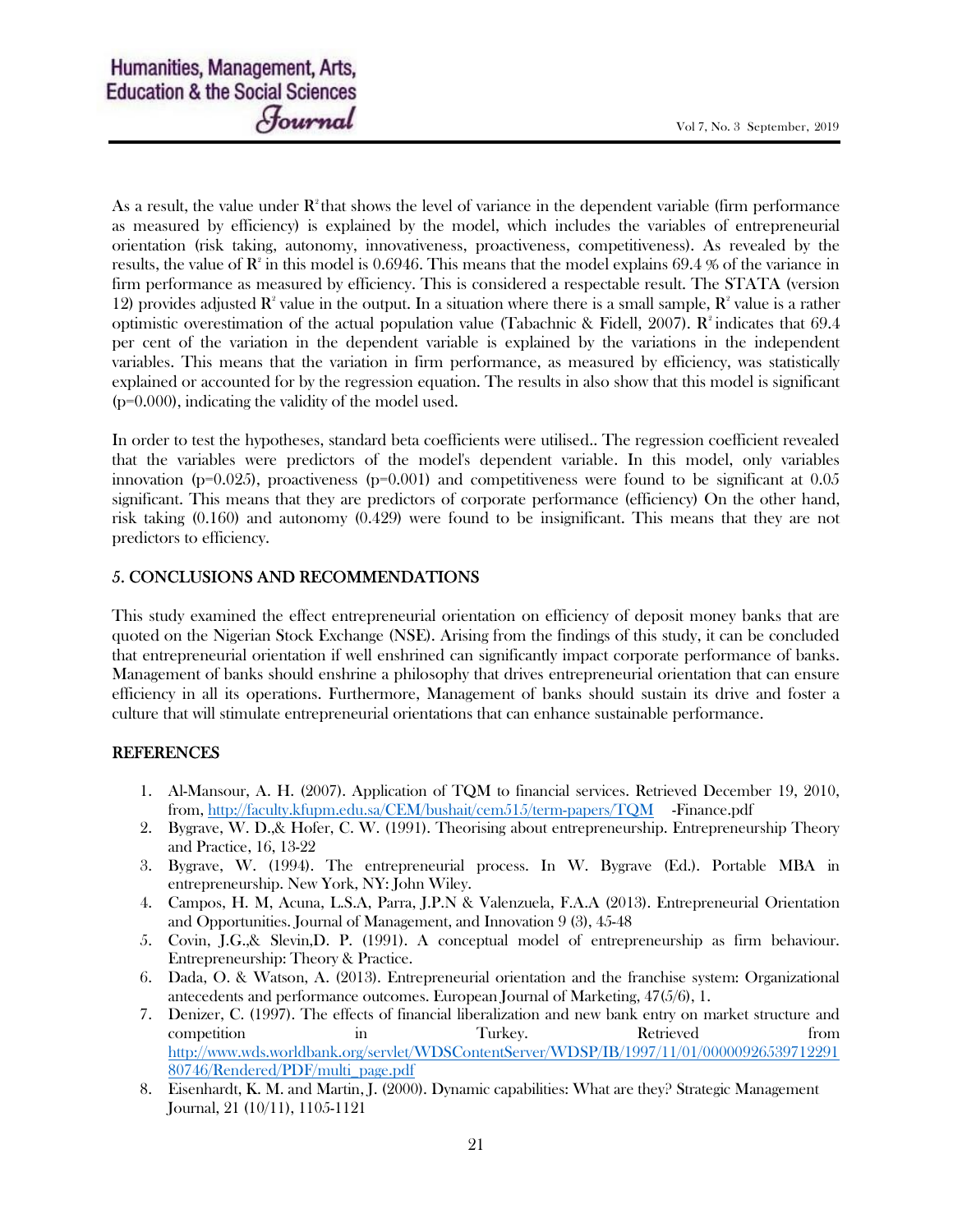As a result, the value under $R^2$ that shows the level of variance in the dependent variable (firm performance as measured by efficiency) is explained by the model, which includes the variables of entrepreneurial orientation (risk taking, autonomy, innovativeness, proactiveness, competitiveness). As revealed by the results, the value of $R^2$ in this model is 0.6946. This means that the model explains 69.4 % of the variance in firm performance as measured by efficiency. This is considered a respectable result. The STATA (version 12) provides adjusted $R^2$ value in the output. In a situation where there is a small sample, $R^2$ value is a rather optimistic overestimation of the actual population value (Tabachnic & Fidell, 2007). $R^2$ indicates that 69.4 per cent of the variation in the dependent variable is explained by the variations in the independent variables. This means that the variation in firm performance, as measured by efficiency, was statistically explained or accounted for by the regression equation. The results in also show that this model is significant (p=0.000), indicating the validity of the model used.

In order to test the hypotheses, standard beta coefficients were utilised.. The regression coefficient revealed that the variables were predictors of the model's dependent variable. In this model, only variables innovation (p=0.025), proactiveness (p=0.001) and competitiveness were found to be significant at 0.05 significant. This means that they are predictors of corporate performance (efficiency) On the other hand, risk taking (0.160) and autonomy (0.429) were found to be insignificant. This means that they are not predictors to efficiency.

## 5. CONCLUSIONS AND RECOMMENDATIONS

This study examined the effect entrepreneurial orientation on efficiency of deposit money banks that are quoted on the Nigerian Stock Exchange (NSE). Arising from the findings of this study, it can be concluded that entrepreneurial orientation if well enshrined can significantly impact corporate performance of banks. Management of banks should enshrine a philosophy that drives entrepreneurial orientation that can ensure efficiency in all its operations. Furthermore, Management of banks should sustain its drive and foster a culture that will stimulate entrepreneurial orientations that can enhance sustainable performance.

## REFERENCES

1. Al-Mansour, A. H. (2007). Application of TQM to financial services. Retrieved December 19, 2010, from, http://faculty.kfupm.edu.sa/CEM/bushait/cem515/term-papers/TQM -Finance.pdf
2. Bygrave, W. D.,& Hofer, C. W. (1991). Theorising about entrepreneurship. Entrepreneurship Theory and Practice, 16, 13-22
3. Bygrave, W. (1994). The entrepreneurial process. In W. Bygrave (Ed.). Portable MBA in entrepreneurship. New York, NY: John Wiley.
4. Campos, H. M, Acuna, L.S.A, Parra, J.P.N & Valenzuela, F.A.A (2013). Entrepreneurial Orientation and Opportunities. Journal of Management, and Innovation 9 (3), 45-48
5. Covin, J.G.,& Slevin,D. P. (1991). A conceptual model of entrepreneurship as firm behaviour. Entrepreneurship: Theory & Practice.
6. Dada, O. & Watson, A. (2013). Entrepreneurial orientation and the franchise system: Organizational antecedents and performance outcomes. European Journal of Marketing, 47(5/6), 1.
7. Denizer, C. (1997). The effects of financial liberalization and new bank entry on market structure and competition in Turkey. Retrieved from http://www.wds.worldbank.org/servlet/WDSContentServer/WDSP/IB/1997/11/01/00000926539712291 80746/Rendered/PDF/multi_page.pdf
8. Eisenhardt, K. M. and Martin, J. (2000). Dynamic capabilities: What are they? Strategic Management Journal, 21 (10/11), 1105-1121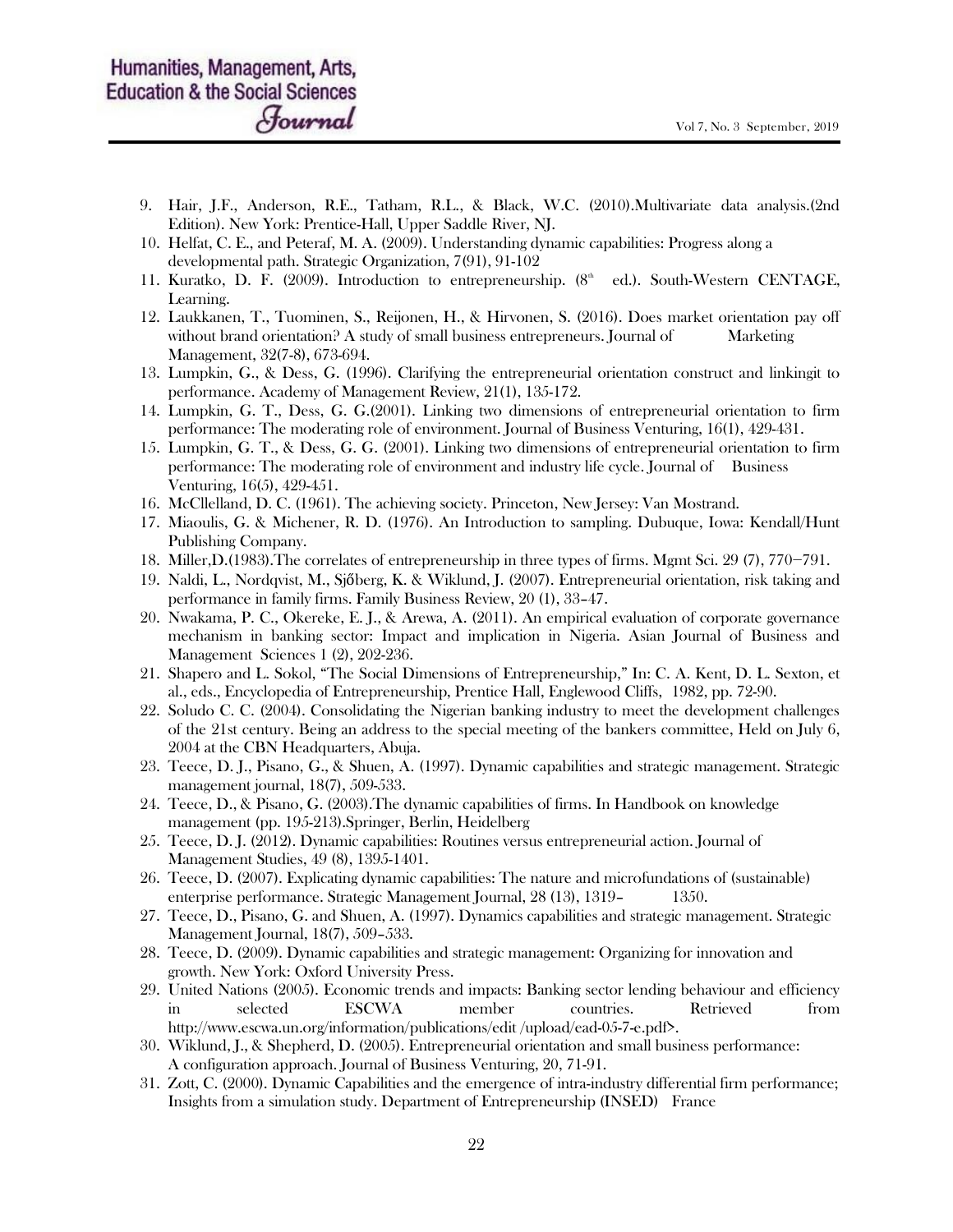9. Hair, J.F., Anderson, R.E., Tatham, R.L., & Black, W.C. (2010).Multivariate data analysis.(2nd Edition). New York: Prentice-Hall, Upper Saddle River, NJ.
10. Helfat, C. E., and Peteraf, M. A. (2009). Understanding dynamic capabilities: Progress along a developmental path. Strategic Organization, 7(91), 91-102
11. Kuratko, D. F. (2009). Introduction to entrepreneurship. (8th ed.). South-Western CENTAGE, Learning.
12. Laukkanen, T., Tuominen, S., Reijonen, H., & Hirvonen, S. (2016). Does market orientation pay off without brand orientation? A study of small business entrepreneurs. Journal of Marketing Management, 32(7-8), 673-694.
13. Lumpkin, G., & Dess, G. (1996). Clarifying the entrepreneurial orientation construct and linkingit to performance. Academy of Management Review, 21(1), 135-172.
14. Lumpkin, G. T., Dess, G. G.(2001). Linking two dimensions of entrepreneurial orientation to firm performance: The moderating role of environment. Journal of Business Venturing, 16(1), 429-431.
15. Lumpkin, G. T., & Dess, G. G. (2001). Linking two dimensions of entrepreneurial orientation to firm performance: The moderating role of environment and industry life cycle. Journal of Business Venturing, 16(5), 429-451.
16. McCllelland, D. C. (1961). The achieving society. Princeton, New Jersey: Van Mostrand.
17. Miaoulis, G. & Michener, R. D. (1976). An Introduction to sampling. Dubuque, Iowa: Kendall/Hunt Publishing Company.
18. Miller,D.(1983).The correlates of entrepreneurship in three types of firms. Mgmt Sci. 29 (7), 770—791.
19. Naldi, L., Nordqvist, M., Sjőberg, K. & Wiklund, J. (2007). Entrepreneurial orientation, risk taking and performance in family firms. Family Business Review, 20 (1), 33–47.
20. Nwakama, P. C., Okereke, E. J., & Arewa, A. (2011). An empirical evaluation of corporate governance mechanism in banking sector: Impact and implication in Nigeria. Asian Journal of Business and Management Sciences 1 (2), 202-236.
21. Shapero and L. Sokol, "The Social Dimensions of Entrepreneurship," In: C. A. Kent, D. L. Sexton, et al., eds., Encyclopedia of Entrepreneurship, Prentice Hall, Englewood Cliffs, 1982, pp. 72-90.
22. Soludo C. C. (2004). Consolidating the Nigerian banking industry to meet the development challenges of the 21st century. Being an address to the special meeting of the bankers committee, Held on July 6, 2004 at the CBN Headquarters, Abuja.
23. Teece, D. J., Pisano, G., & Shuen, A. (1997). Dynamic capabilities and strategic management. Strategic management journal, 18(7), 509-533.
24. Teece, D., & Pisano, G. (2003).The dynamic capabilities of firms. In Handbook on knowledge management (pp. 195-213).Springer, Berlin, Heidelberg
25. Teece, D. J. (2012). Dynamic capabilities: Routines versus entrepreneurial action. Journal of Management Studies, 49 (8), 1395-1401.
26. Teece, D. (2007). Explicating dynamic capabilities: The nature and microfundations of (sustainable) enterprise performance. Strategic Management Journal, 28 (13), 1319– 1350.
27. Teece, D., Pisano, G. and Shuen, A. (1997). Dynamics capabilities and strategic management. Strategic Management Journal, 18(7), 509–533.
28. Teece, D. (2009). Dynamic capabilities and strategic management: Organizing for innovation and growth. New York: Oxford University Press.
29. United Nations (2005). Economic trends and impacts: Banking sector lending behaviour and efficiency in selected ESCWA member countries. Retrieved from http://www.escwa.un.org/information/publications/edit /upload/ead-05-7-e.pdf>.
30. Wiklund, J., & Shepherd, D. (2005). Entrepreneurial orientation and small business performance: A configuration approach. Journal of Business Venturing, 20, 71-91.
31. Zott, C. (2000). Dynamic Capabilities and the emergence of intra-industry differential firm performance; Insights from a simulation study. Department of Entrepreneurship (INSED) France